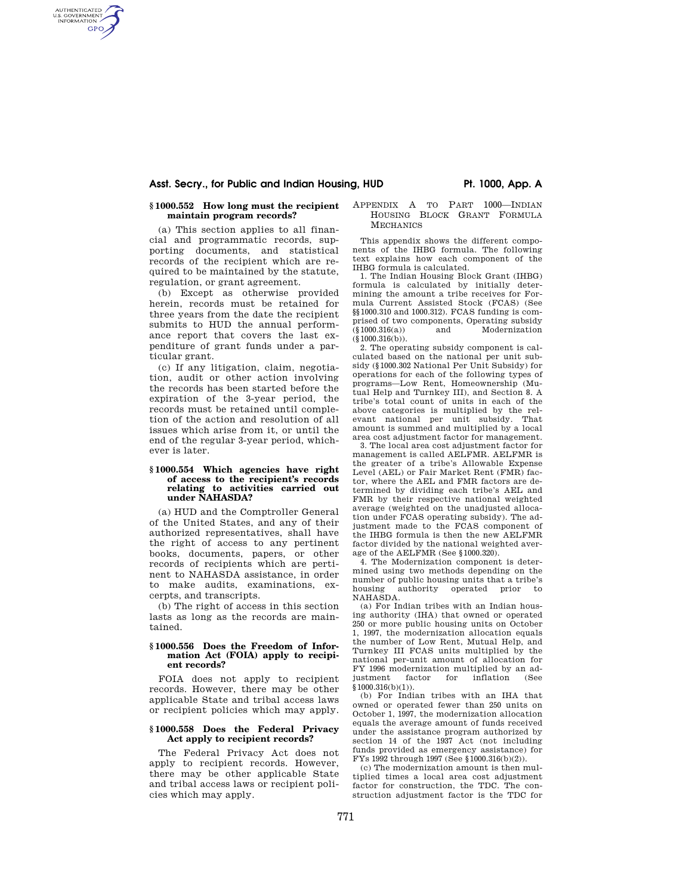### § 1000.552 How long must the recipient maintain program records?

(a) This section applies to all financial and programmatic records, supporting documents, and statistical records of the recipient which are required to be maintained by the statute, regulation, or grant agreement.

(b) Except as otherwise provided herein, records must be retained for three years from the date the recipient submits to HUD the annual performance report that covers the last expenditure of grant funds under a particular grant.

(c) If any litigation, claim, negotiation, audit or other action involving the records has been started before the expiration of the 3-year period, the records must be retained until completion of the action and resolution of all issues which arise from it, or until the end of the regular 3-year period, whichever is later.

### § 1000.554 Which agencies have right of access to the recipient's records relating to activities carried out under NAHASDA?

(a) HUD and the Comptroller General of the United States, and any of their authorized representatives, shall have the right of access to any pertinent books, documents, papers, or other records of recipients which are pertinent to NAHASDA assistance, in order to make audits, examinations, excerpts, and transcripts.

(b) The right of access in this section lasts as long as the records are maintained.

### § 1000.556 Does the Freedom of Information Act (FOIA) apply to recipient records?

FOIA does not apply to recipient records. However, there may be other applicable State and tribal access laws or recipient policies which may apply.

### § 1000.558 Does the Federal Privacy Act apply to recipient records?

The Federal Privacy Act does not apply to recipient records. However, there may be other applicable State and tribal access laws or recipient policies which may apply.

## APPENDIX A TO PART 1000—INDIAN HOUSING BLOCK GRANT FORMULA MECHANICS

This appendix shows the different components of the IHBG formula. The following text explains how each component of the IHBG formula is calculated.

1. The Indian Housing Block Grant (IHBG) formula is calculated by initially determining the amount a tribe receives for Formula Current Assisted Stock (FCAS) (See §§ 1000.310 and 1000.312). FCAS funding is comprised of two components, Operating subsidy (§ 1000.316(a)) and Modernization (§ 1000.316(b)).

2. The operating subsidy component is calculated based on the national per unit subsidy (§ 1000.302 National Per Unit Subsidy) for operations for each of the following types of programs—Low Rent, Homeownership (Mutual Help and Turnkey III), and Section 8. A tribe's total count of units in each of the above categories is multiplied by the relevant national per unit subsidy. That amount is summed and multiplied by a local area cost adjustment factor for management.

3. The local area cost adjustment factor for management is called AELFMR. AELFMR is the greater of a tribe's Allowable Expense Level (AEL) or Fair Market Rent (FMR) factor, where the AEL and FMR factors are determined by dividing each tribe's AEL and FMR by their respective national weighted average (weighted on the unadjusted allocation under FCAS operating subsidy). The adjustment made to the FCAS component of the IHBG formula is then the new AELFMR factor divided by the national weighted average of the AELFMR (See § 1000.320).

4. The Modernization component is determined using two methods depending on the number of public housing units that a tribe's housing authority operated prior to NAHASDA.

(a) For Indian tribes with an Indian housing authority (IHA) that owned or operated 250 or more public housing units on October 1, 1997, the modernization allocation equals the number of Low Rent, Mutual Help, and Turnkey III FCAS units multiplied by the national per-unit amount of allocation for FY 1996 modernization multiplied by an adjustment factor for inflation (See § 1000.316(b)(1)).

(b) For Indian tribes with an IHA that owned or operated fewer than 250 units on October 1, 1997, the modernization allocation equals the average amount of funds received under the assistance program authorized by section 14 of the 1937 Act (not including funds provided as emergency assistance) for FYs 1992 through 1997 (See § 1000.316(b)(2)).

(c) The modernization amount is then multiplied times a local area cost adjustment factor for construction, the TDC. The construction adjustment factor is the TDC for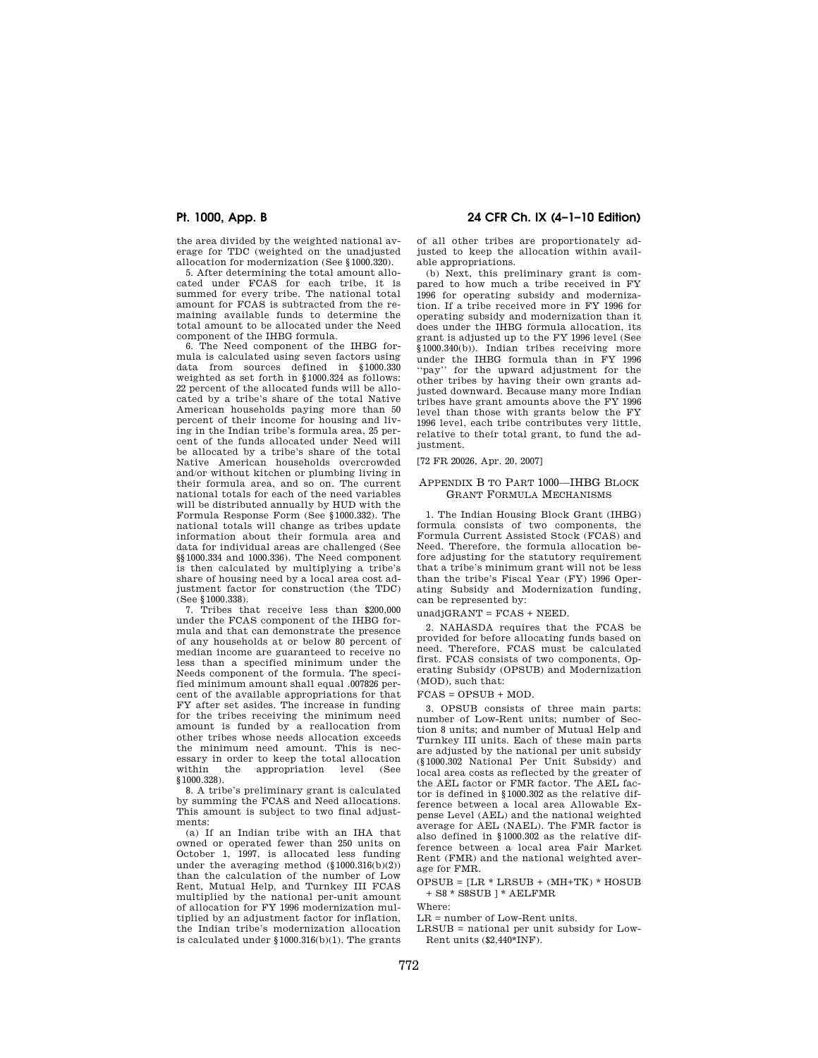the area divided by the weighted national average for TDC (weighted on the unadjusted allocation for modernization (See §1000.320).

5. After determining the total amount allocated under FCAS for each tribe, it is summed for every tribe. The national total amount for FCAS is subtracted from the remaining available funds to determine the total amount to be allocated under the Need component of the IHBG formula.

6. The Need component of the IHBG formula is calculated using seven factors using data from sources defined in §1000.330 weighted as set forth in §1000.324 as follows: 22 percent of the allocated funds will be allocated by a tribe's share of the total Native American households paying more than 50 percent of their income for housing and living in the Indian tribe's formula area, 25 percent of the funds allocated under Need will be allocated by a tribe's share of the total Native American households overcrowded and/or without kitchen or plumbing living in their formula area, and so on. The current national totals for each of the need variables will be distributed annually by HUD with the Formula Response Form (See §1000.332). The national totals will change as tribes update information about their formula area and data for individual areas are challenged (See §§1000.334 and 1000.336). The Need component is then calculated by multiplying a tribe's share of housing need by a local area cost adjustment factor for construction (the TDC) (See §1000.338).

7. Tribes that receive less than $200,000 under the FCAS component of the IHBG formula and that can demonstrate the presence of any households at or below 80 percent of median income are guaranteed to receive no less than a specified minimum under the Needs component of the formula. The specified minimum amount shall equal .007826 percent of the available appropriations for that FY after set asides. The increase in funding for the tribes receiving the minimum need amount is funded by a reallocation from other tribes whose needs allocation exceeds the minimum need amount. This is necessary in order to keep the total allocation within the appropriation level (See §1000.328).

8. A tribe's preliminary grant is calculated by summing the FCAS and Need allocations. This amount is subject to two final adjustments:

(a) If an Indian tribe with an IHA that owned or operated fewer than 250 units on October 1, 1997, is allocated less funding under the averaging method (§1000.316(b)(2)) than the calculation of the number of Low Rent, Mutual Help, and Turnkey III FCAS multiplied by the national per-unit amount of allocation for FY 1996 modernization multiplied by an adjustment factor for inflation, the Indian tribe's modernization allocation is calculated under §1000.316(b)(1). The grants of all other tribes are proportionately adjusted to keep the allocation within available appropriations.

(b) Next, this preliminary grant is compared to how much a tribe received in FY 1996 for operating subsidy and modernization. If a tribe received more in FY 1996 for operating subsidy and modernization than it does under the IHBG formula allocation, its grant is adjusted up to the FY 1996 level (See §1000.340(b)). Indian tribes receiving more under the IHBG formula than in FY 1996 ''pay'' for the upward adjustment for the other tribes by having their own grants adjusted downward. Because many more Indian tribes have grant amounts above the FY 1996 level than those with grants below the FY 1996 level, each tribe contributes very little, relative to their total grant, to fund the adjustment.

[72 FR 20026, Apr. 20, 2007]

## APPENDIX B TO PART 1000—IHBG BLOCK GRANT FORMULA MECHANISMS

1. The Indian Housing Block Grant (IHBG) formula consists of two components, the Formula Current Assisted Stock (FCAS) and Need. Therefore, the formula allocation before adjusting for the statutory requirement that a tribe's minimum grant will not be less than the tribe's Fiscal Year (FY) 1996 Operating Subsidy and Modernization funding, can be represented by:

unadjGRANT = FCAS + NEED.

2. NAHASDA requires that the FCAS be provided for before allocating funds based on need. Therefore, FCAS must be calculated first. FCAS consists of two components, Operating Subsidy (OPSUB) and Modernization (MOD), such that:

FCAS = OPSUB + MOD.

3. OPSUB consists of three main parts: number of Low-Rent units; number of Section 8 units; and number of Mutual Help and Turnkey III units. Each of these main parts are adjusted by the national per unit subsidy (§1000.302 National Per Unit Subsidy) and local area costs as reflected by the greater of the AEL factor or FMR factor. The AEL factor is defined in §1000.302 as the relative difference between a local area Allowable Expense Level (AEL) and the national weighted average for AEL (NAEL). The FMR factor is also defined in §1000.302 as the relative difference between a local area Fair Market Rent (FMR) and the national weighted average for FMR.

OPSUB = [LR * LRSUB + (MH+TK) * HOSUB + S8 * S8SUB ] * AELFMR

Where:

LR = number of Low-Rent units.

LRSUB = national per unit subsidy for Low-Rent units ($2,440*INF).